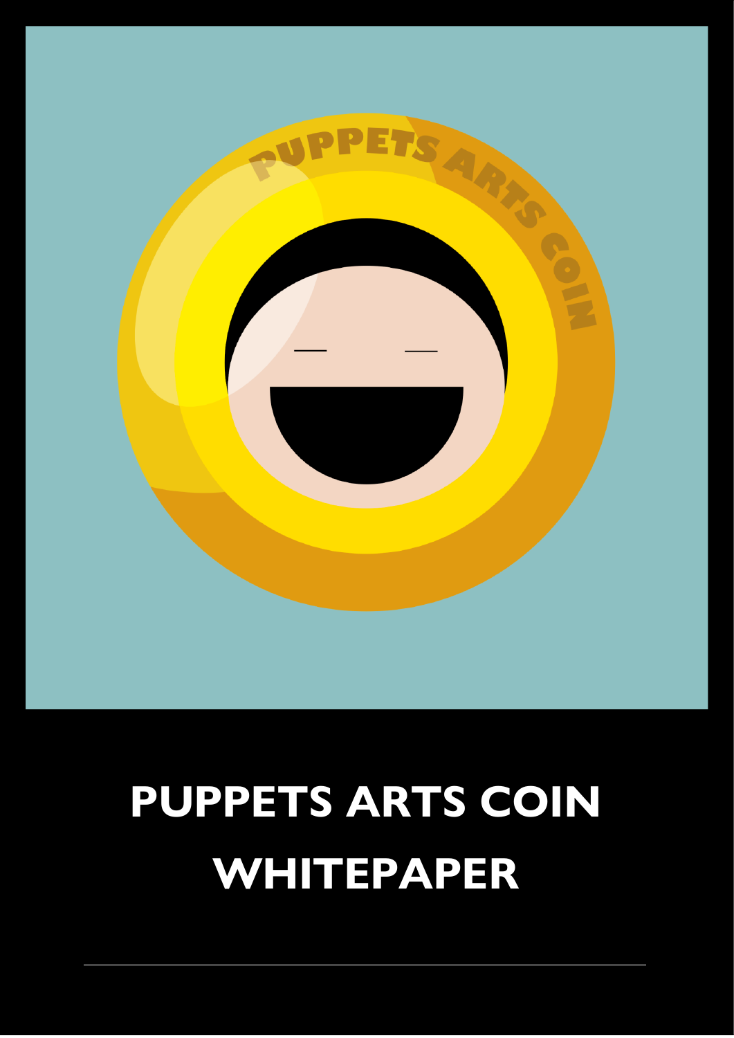# PUPPETS ARTS COIN WHITEPAPER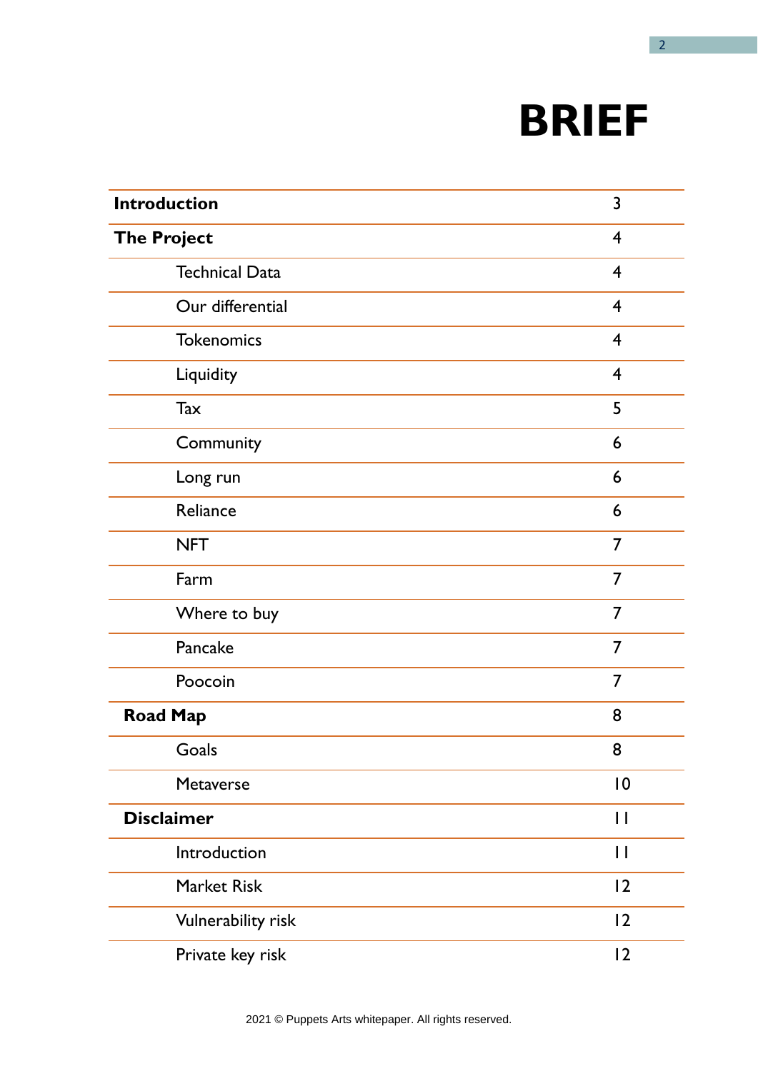# BRIEF

| | |
|---|---|
| **Introduction** | 3 |
| **The Project** | 4 |
| Technical Data | 4 |
| Our differential | 4 |
| Tokenomics | 4 |
| Liquidity | 4 |
| Tax | 5 |
| Community | 6 |
| Long run | 6 |
| Reliance | 6 |
| NFT | 7 |
| Farm | 7 |
| Where to buy | 7 |
| Pancake | 7 |
| Poocoin | 7 |
| **Road Map** | 8 |
| Goals | 8 |
| Metaverse | 10 |
| **Disclaimer** | 11 |
| Introduction | 11 |
| Market Risk | 12 |
| Vulnerability risk | 12 |
| Private key risk | 12 |

2021 © Puppets Arts whitepaper. All rights reserved.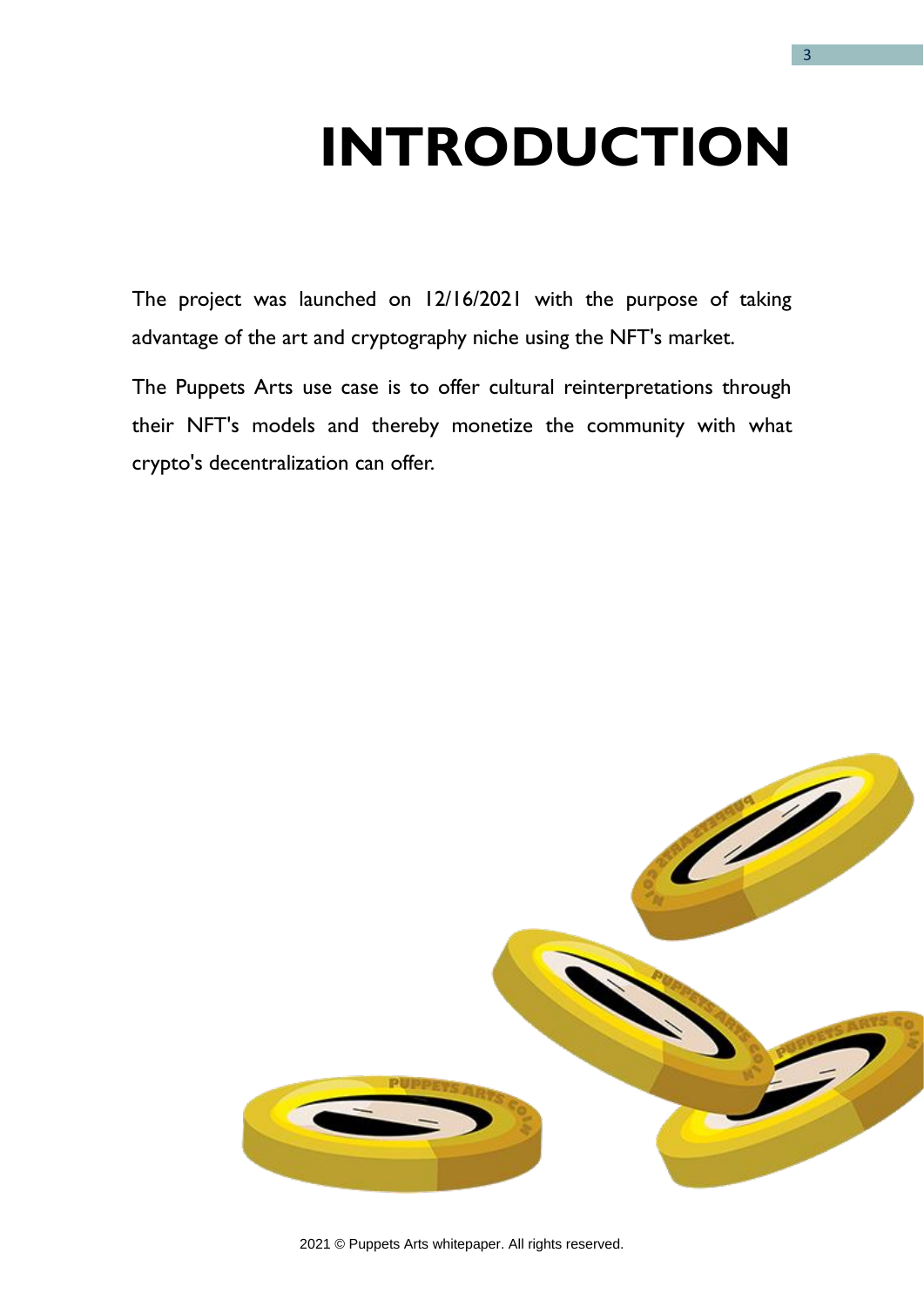# INTRODUCTION

The project was launched on 12/16/2021 with the purpose of taking advantage of the art and cryptography niche using the NFT's market.

The Puppets Arts use case is to offer cultural reinterpretations through their NFT's models and thereby monetize the community with what crypto's decentralization can offer.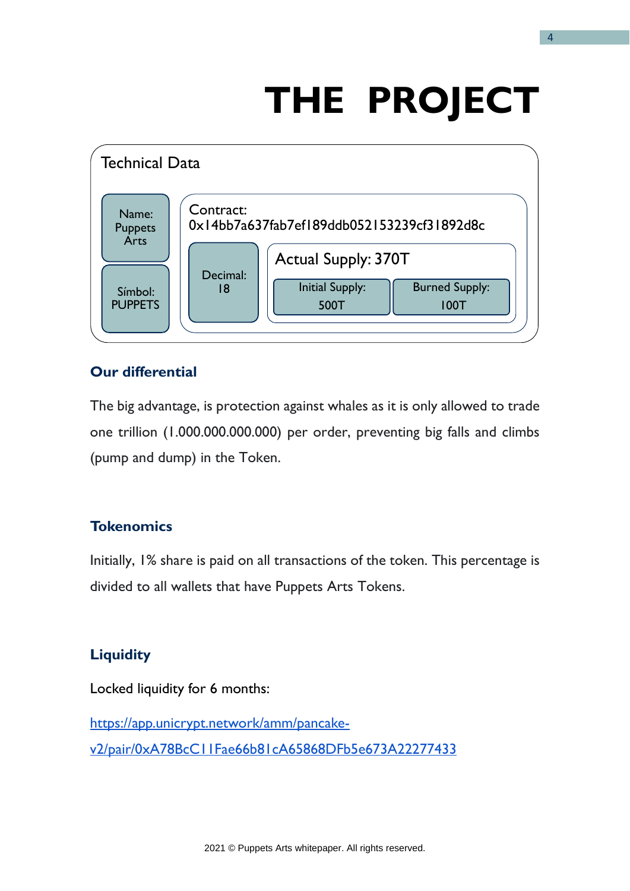# THE PROJECT

**Technical Data**

Name: Puppets Arts

Símbol: PUPPETS

Contract: 0x14bb7a637fab7ef189ddb052153239cf31892d8c

Decimal: 18

Actual Supply: 370T

Initial Supply: 500T

Burned Supply: 100T

## Our differential

The big advantage, is protection against whales as it is only allowed to trade one trillion (1.000.000.000.000) per order, preventing big falls and climbs (pump and dump) in the Token.

## Tokenomics

Initially, 1% share is paid on all transactions of the token. This percentage is divided to all wallets that have Puppets Arts Tokens.

## Liquidity

Locked liquidity for 6 months:

[https://app.unicrypt.network/amm/pancake-v2/pair/0xA78BcC11Fae66b81cA65868DFb5e673A22277433](https://app.unicrypt.network/amm/pancake-v2/pair/0xA78BcC11Fae66b81cA65868DFb5e673A22277433)

2021 © Puppets Arts whitepaper. All rights reserved.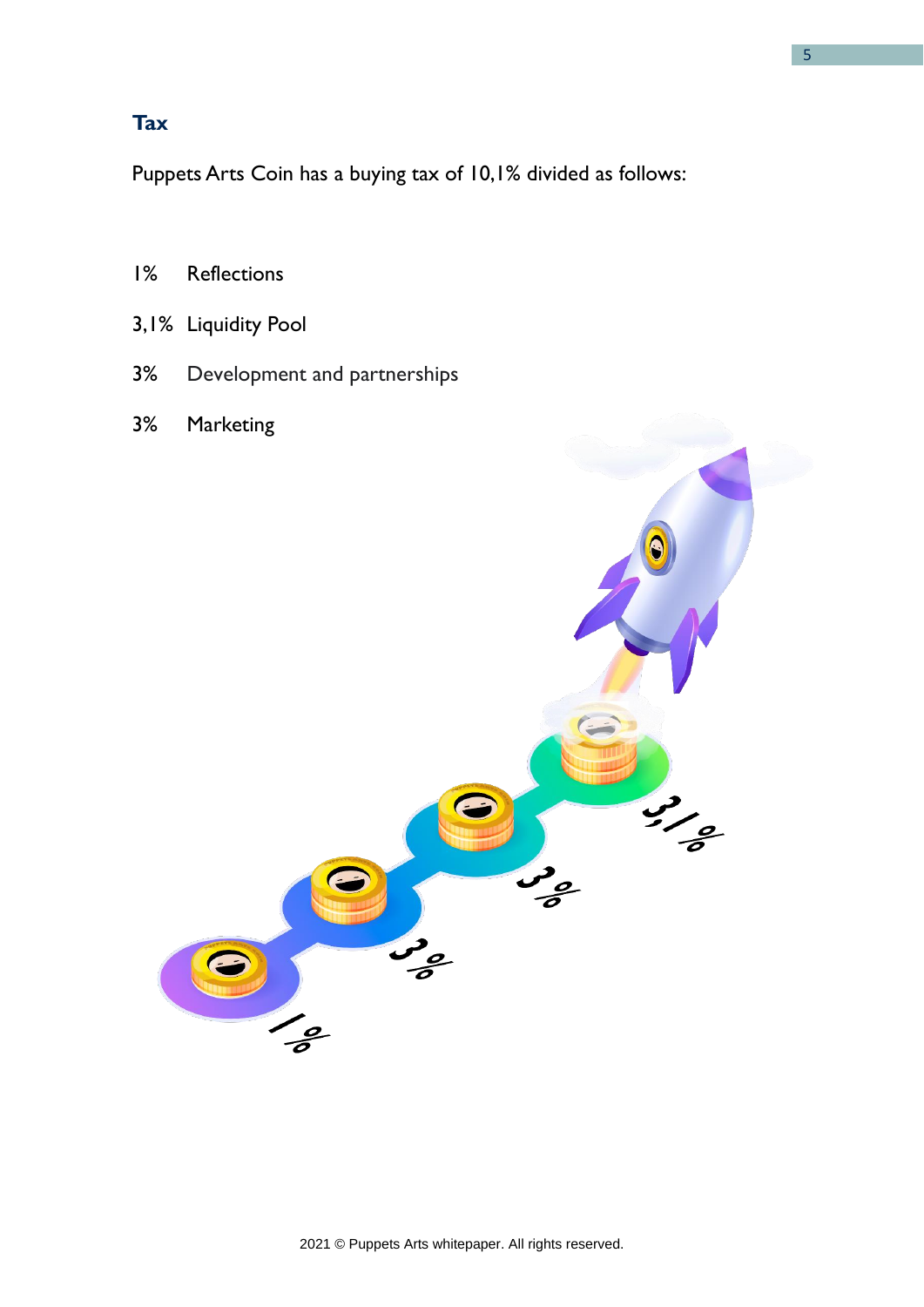## Tax

Puppets Arts Coin has a buying tax of 10,1% divided as follows:

1% Reflections

3,1% Liquidity Pool

3% Development and partnerships

3% Marketing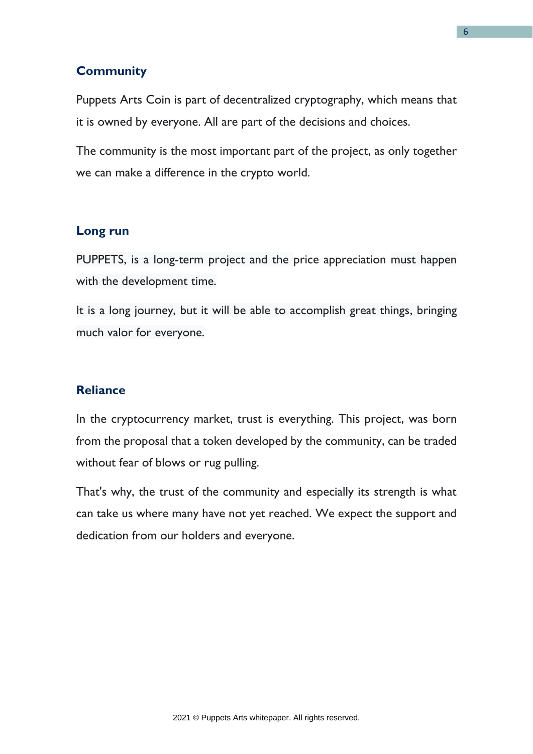## Community

Puppets Arts Coin is part of decentralized cryptography, which means that it is owned by everyone. All are part of the decisions and choices.

The community is the most important part of the project, as only together we can make a difference in the crypto world.

## Long run

PUPPETS, is a long-term project and the price appreciation must happen with the development time.

It is a long journey, but it will be able to accomplish great things, bringing much valor for everyone.

## Reliance

In the cryptocurrency market, trust is everything. This project, was born from the proposal that a token developed by the community, can be traded without fear of blows or rug pulling.

That's why, the trust of the community and especially its strength is what can take us where many have not yet reached. We expect the support and dedication from our holders and everyone.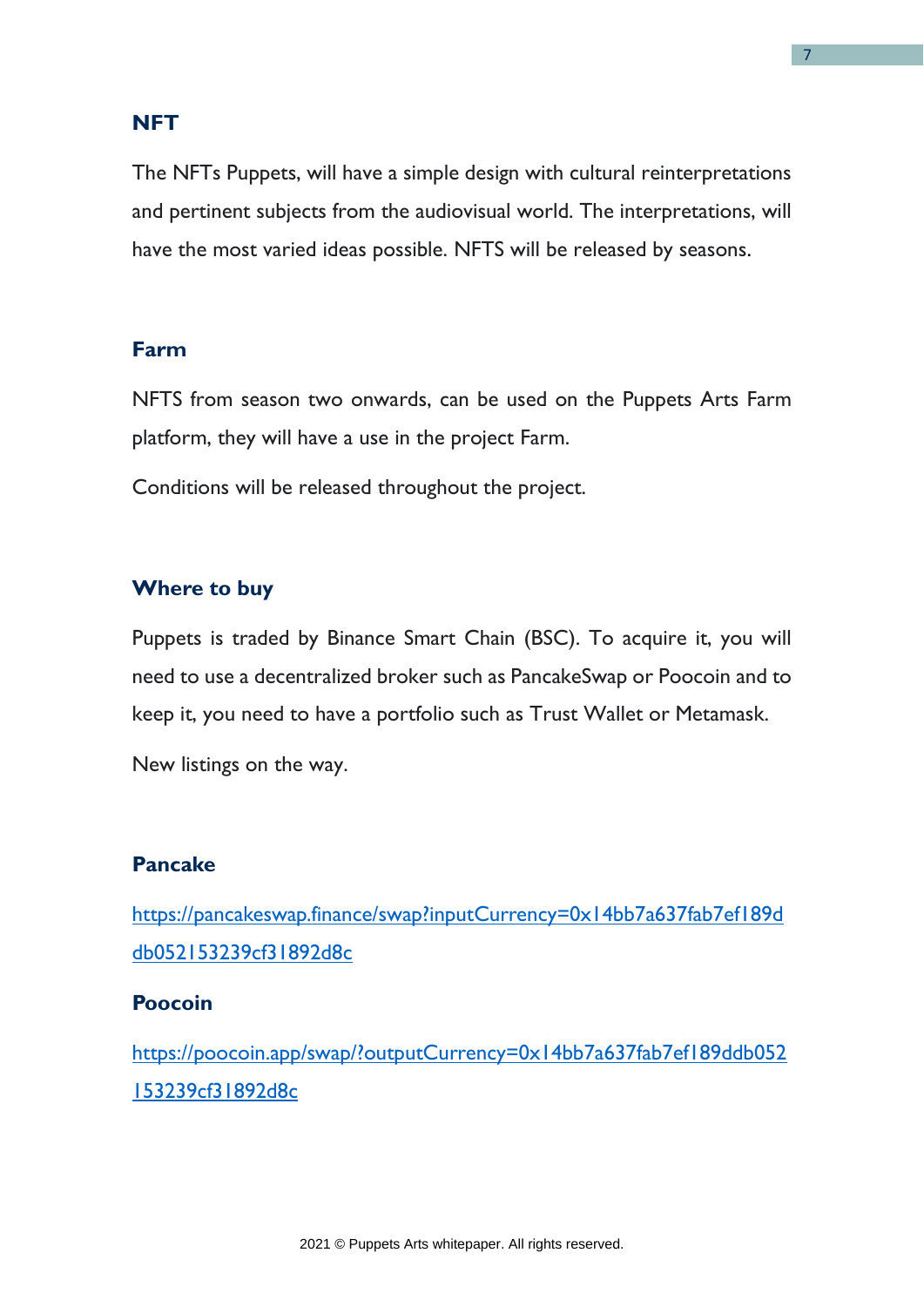## NFT

The NFTs Puppets, will have a simple design with cultural reinterpretations and pertinent subjects from the audiovisual world. The interpretations, will have the most varied ideas possible. NFTS will be released by seasons.

## Farm

NFTS from season two onwards, can be used on the Puppets Arts Farm platform, they will have a use in the project Farm.

Conditions will be released throughout the project.

## Where to buy

Puppets is traded by Binance Smart Chain (BSC). To acquire it, you will need to use a decentralized broker such as PancakeSwap or Poocoin and to keep it, you need to have a portfolio such as Trust Wallet or Metamask.

New listings on the way.

### Pancake

https://pancakeswap.finance/swap?inputCurrency=0x14bb7a637fab7ef189ddb052153239cf31892d8c

### Poocoin

https://poocoin.app/swap/?outputCurrency=0x14bb7a637fab7ef189ddb052153239cf31892d8c

2021 © Puppets Arts whitepaper. All rights reserved.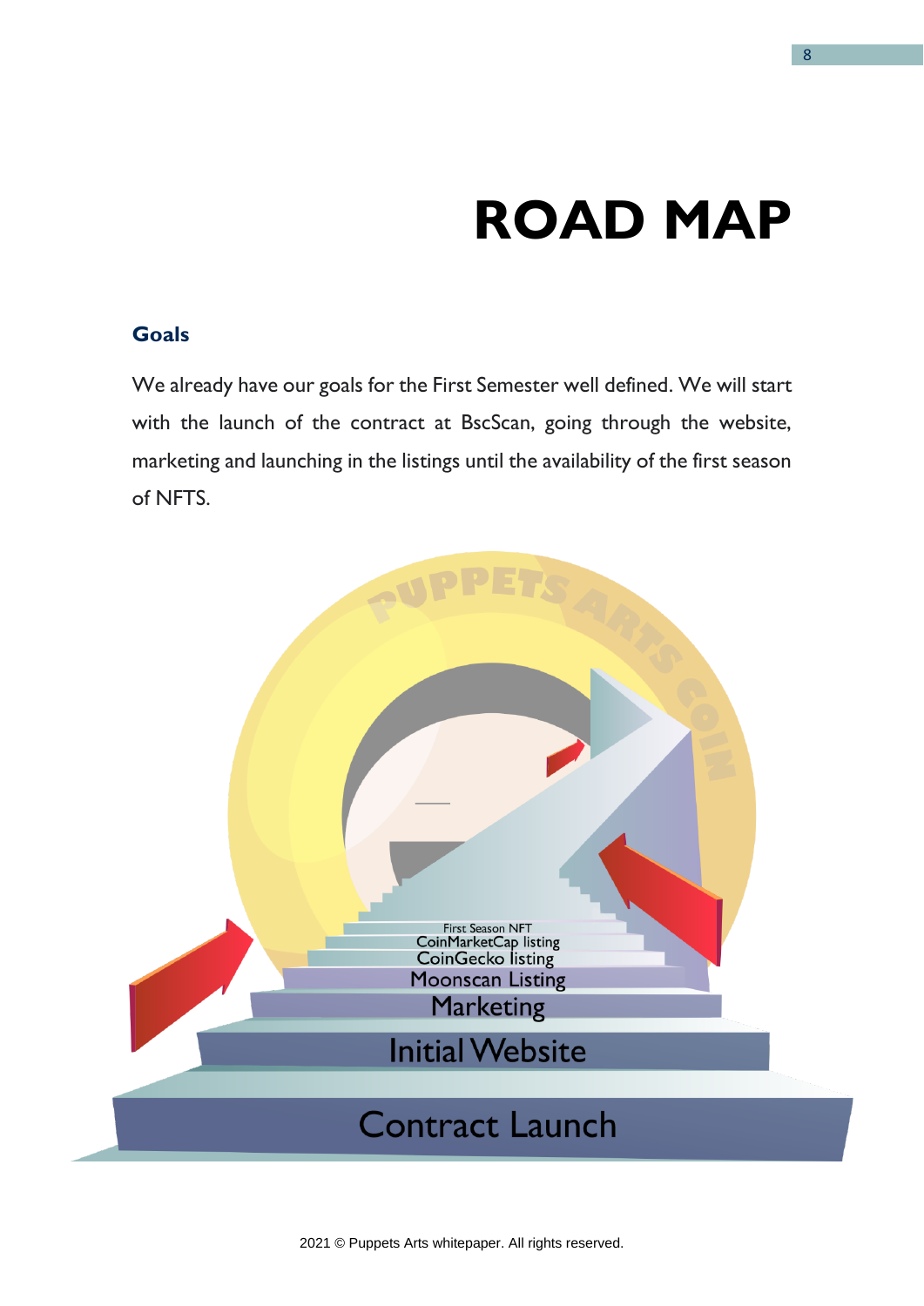# ROAD MAP

## Goals

We already have our goals for the First Semester well defined. We will start with the launch of the contract at BscScan, going through the website, marketing and launching in the listings until the availability of the first season of NFTS.

First Season NFT
CoinMarketCap listing
CoinGecko listing
Moonscan Listing
Marketing
Initial Website
Contract Launch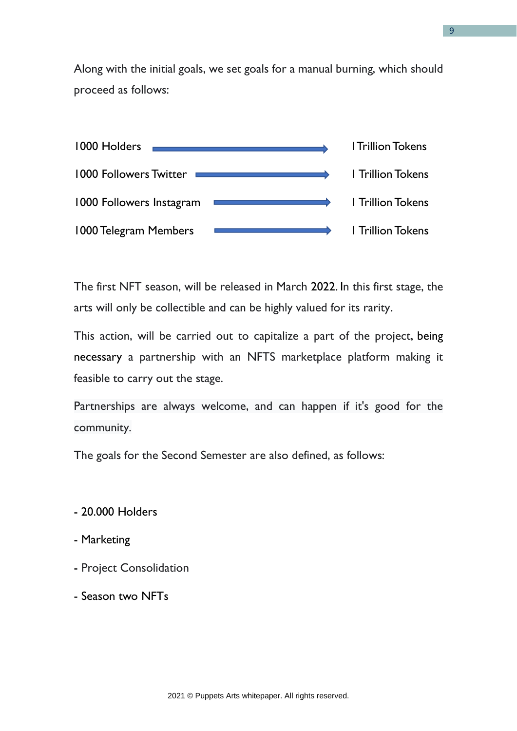Along with the initial goals, we set goals for a manual burning, which should proceed as follows:

| | | |
|---|---|---|
| 1000 Holders | → | 1 Trillion Tokens |
| 1000 Followers Twitter | → | 1 Trillion Tokens |
| 1000 Followers Instagram | → | 1 Trillion Tokens |
| 1000 Telegram Members | → | 1 Trillion Tokens |

The first NFT season, will be released in March 2022. In this first stage, the arts will only be collectible and can be highly valued for its rarity.

This action, will be carried out to capitalize a part of the project, being necessary a partnership with an NFTS marketplace platform making it feasible to carry out the stage.

Partnerships are always welcome, and can happen if it's good for the community.

The goals for the Second Semester are also defined, as follows:

- 20.000 Holders
- Marketing
- Project Consolidation
- Season two NFTs

2021 © Puppets Arts whitepaper. All rights reserved.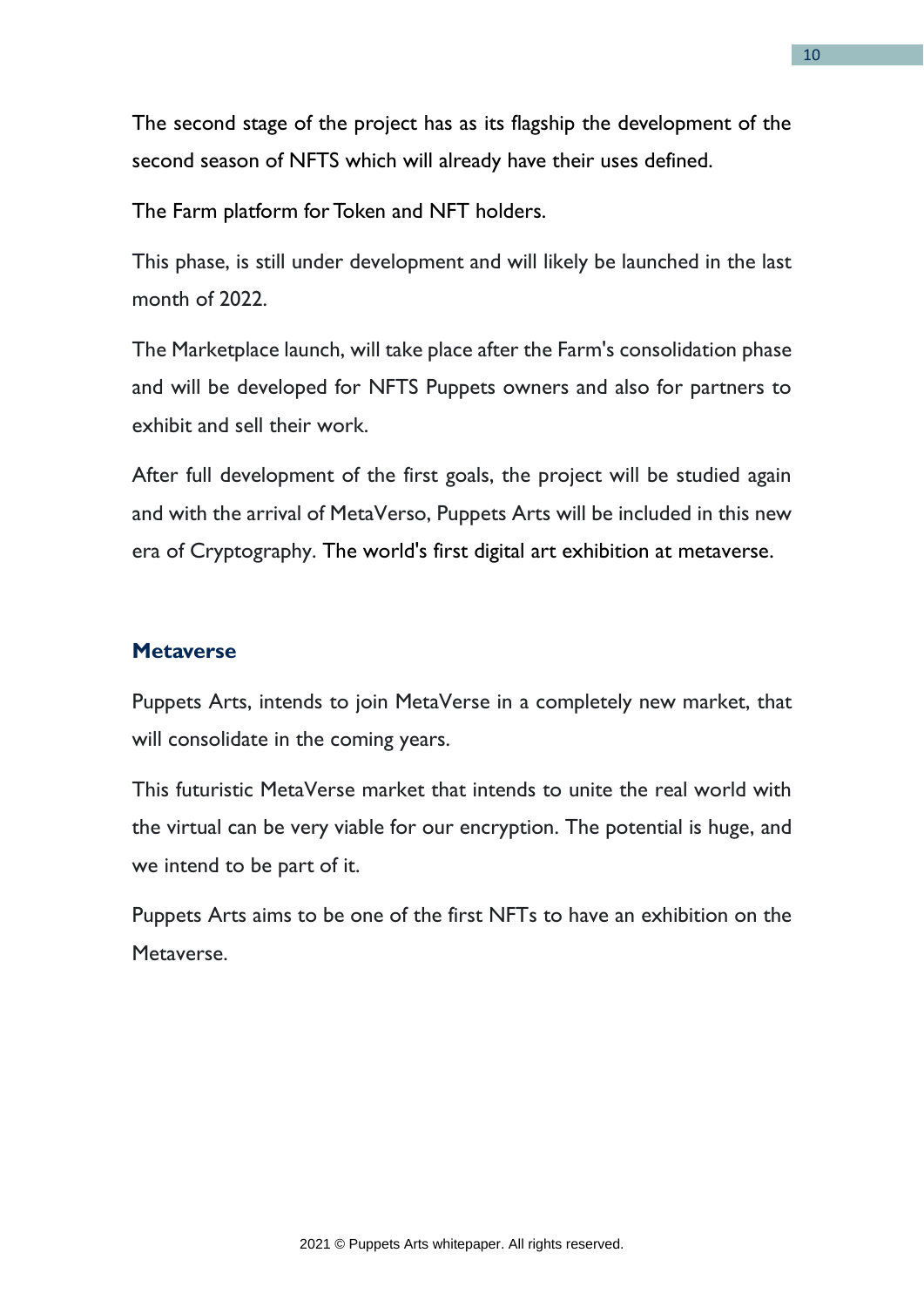The second stage of the project has as its flagship the development of the second season of NFTS which will already have their uses defined.

The Farm platform for Token and NFT holders.

This phase, is still under development and will likely be launched in the last month of 2022.

The Marketplace launch, will take place after the Farm's consolidation phase and will be developed for NFTS Puppets owners and also for partners to exhibit and sell their work.

After full development of the first goals, the project will be studied again and with the arrival of MetaVerso, Puppets Arts will be included in this new era of Cryptography. The world's first digital art exhibition at metaverse.

## Metaverse

Puppets Arts, intends to join MetaVerse in a completely new market, that will consolidate in the coming years.

This futuristic MetaVerse market that intends to unite the real world with the virtual can be very viable for our encryption. The potential is huge, and we intend to be part of it.

Puppets Arts aims to be one of the first NFTs to have an exhibition on the Metaverse.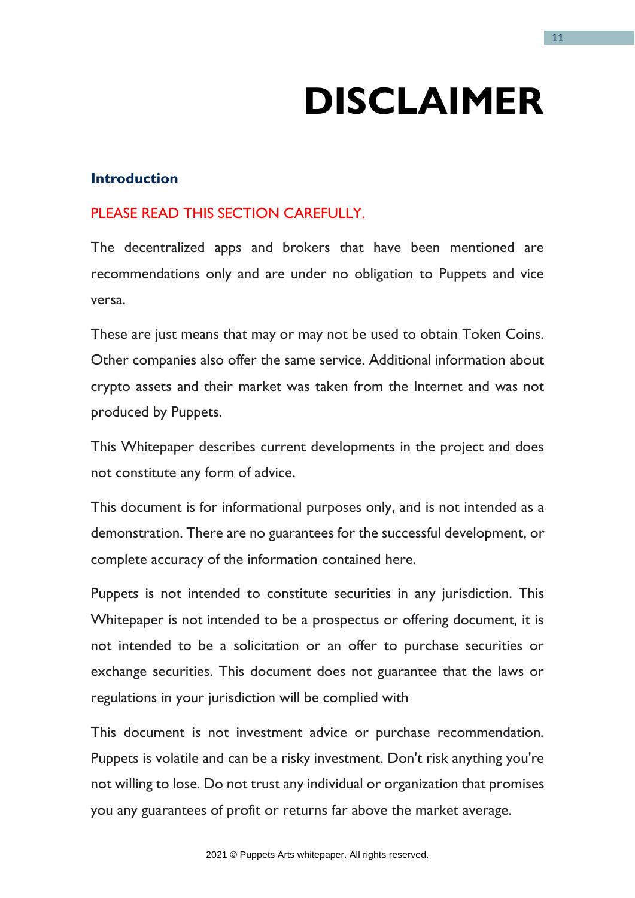# DISCLAIMER

## Introduction

PLEASE READ THIS SECTION CAREFULLY.

The decentralized apps and brokers that have been mentioned are recommendations only and are under no obligation to Puppets and vice versa.

These are just means that may or may not be used to obtain Token Coins. Other companies also offer the same service. Additional information about crypto assets and their market was taken from the Internet and was not produced by Puppets.

This Whitepaper describes current developments in the project and does not constitute any form of advice.

This document is for informational purposes only, and is not intended as a demonstration. There are no guarantees for the successful development, or complete accuracy of the information contained here.

Puppets is not intended to constitute securities in any jurisdiction. This Whitepaper is not intended to be a prospectus or offering document, it is not intended to be a solicitation or an offer to purchase securities or exchange securities. This document does not guarantee that the laws or regulations in your jurisdiction will be complied with

This document is not investment advice or purchase recommendation. Puppets is volatile and can be a risky investment. Don't risk anything you're not willing to lose. Do not trust any individual or organization that promises you any guarantees of profit or returns far above the market average.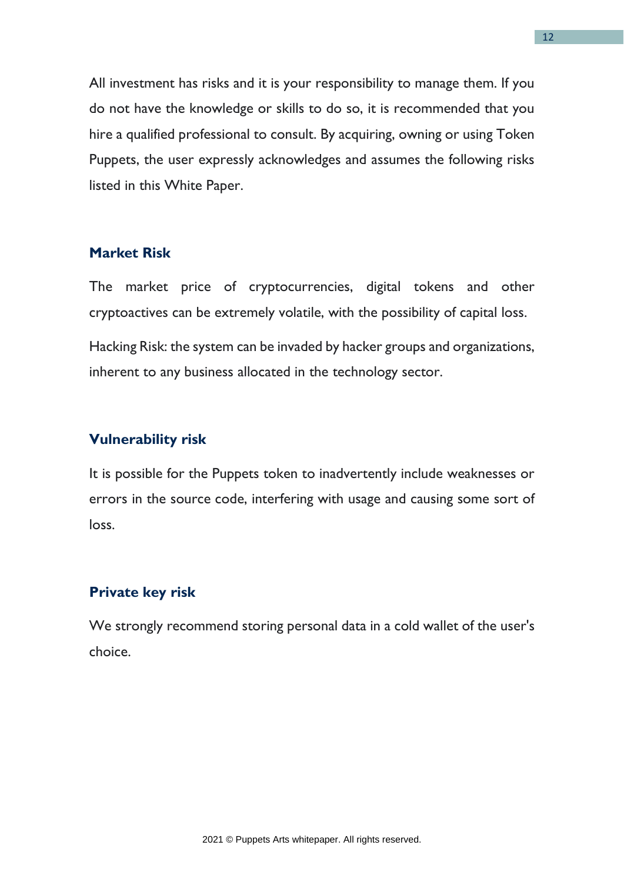All investment has risks and it is your responsibility to manage them. If you do not have the knowledge or skills to do so, it is recommended that you hire a qualified professional to consult. By acquiring, owning or using Token Puppets, the user expressly acknowledges and assumes the following risks listed in this White Paper.

### Market Risk

The market price of cryptocurrencies, digital tokens and other cryptoactives can be extremely volatile, with the possibility of capital loss.

Hacking Risk: the system can be invaded by hacker groups and organizations, inherent to any business allocated in the technology sector.

### Vulnerability risk

It is possible for the Puppets token to inadvertently include weaknesses or errors in the source code, interfering with usage and causing some sort of loss.

### Private key risk

We strongly recommend storing personal data in a cold wallet of the user's choice.